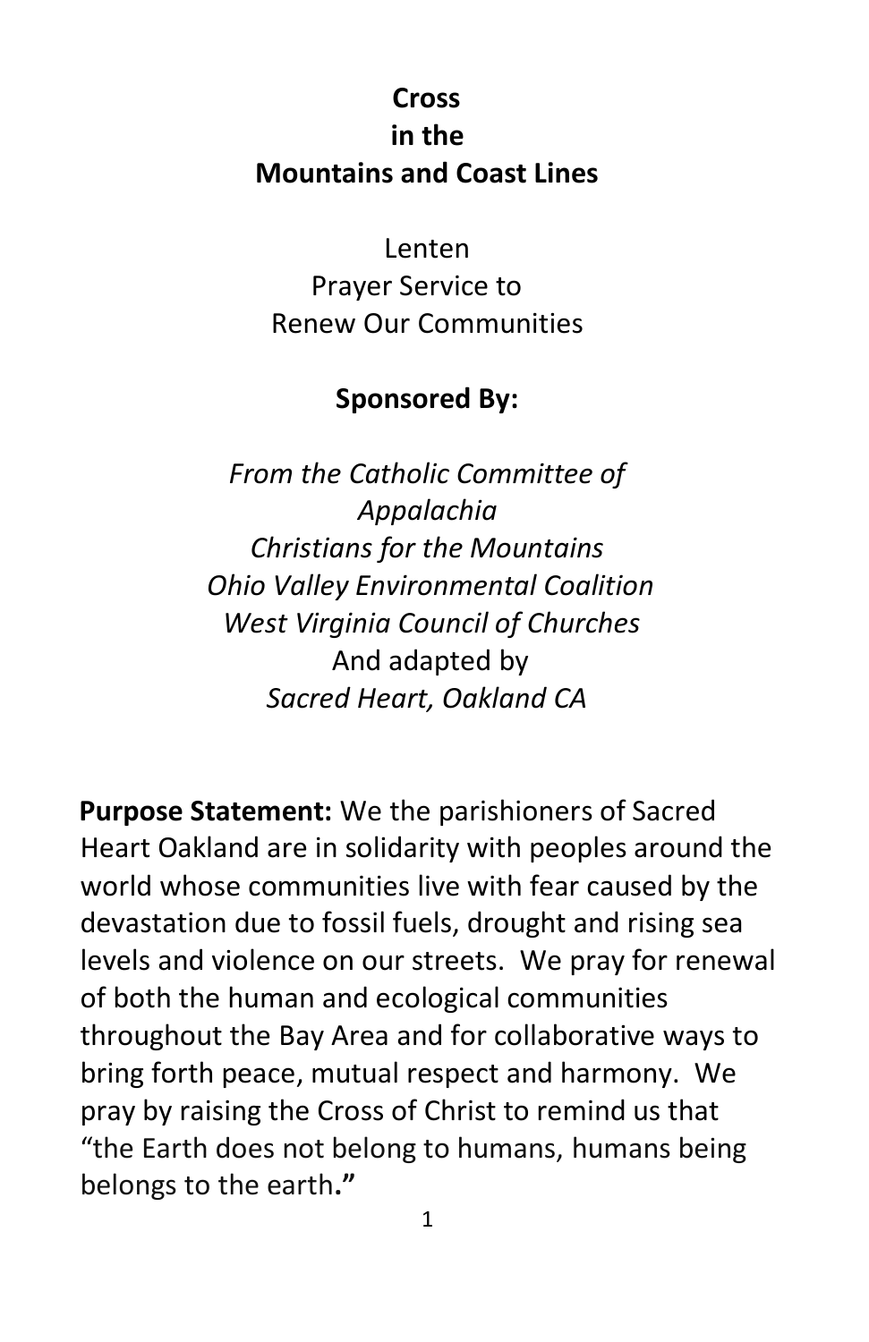# Cross in the Mountains and Coast Lines

Lenten
Prayer Service to
Renew Our Communities

**Sponsored By:**

*From the Catholic Committee of Appalachia*
*Christians for the Mountains*
*Ohio Valley Environmental Coalition*
*West Virginia Council of Churches*
And adapted by
*Sacred Heart, Oakland CA*

**Purpose Statement:** We the parishioners of Sacred Heart Oakland are in solidarity with peoples around the world whose communities live with fear caused by the devastation due to fossil fuels, drought and rising sea levels and violence on our streets. We pray for renewal of both the human and ecological communities throughout the Bay Area and for collaborative ways to bring forth peace, mutual respect and harmony. We pray by raising the Cross of Christ to remind us that "the Earth does not belong to humans, humans being belongs to the earth."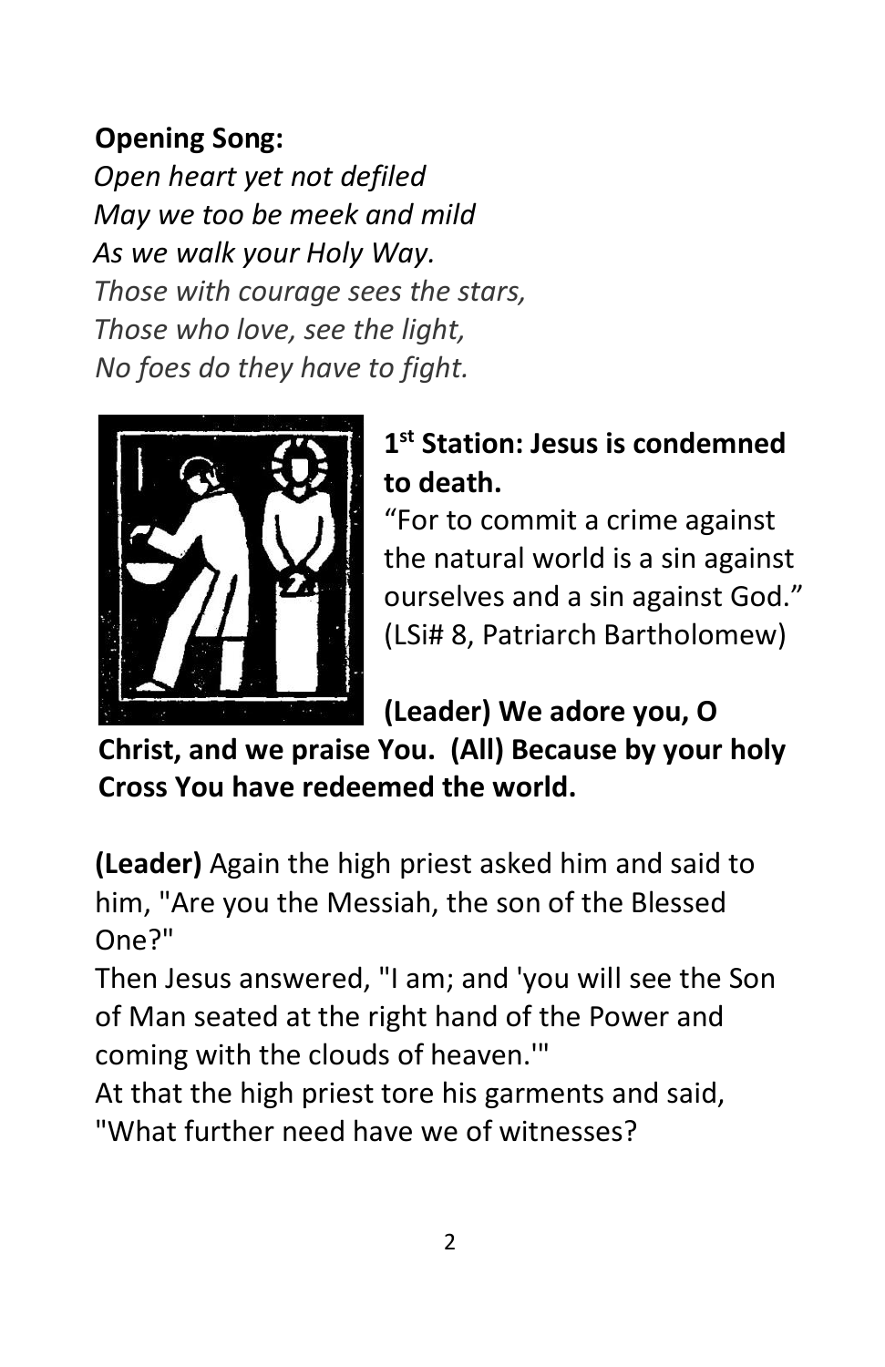**Opening Song:**

*Open heart yet not defiled*
*May we too be meek and mild*
*As we walk your Holy Way.*
*Those with courage sees the stars,*
*Those who love, see the light,*
*No foes do they have to fight.*

## 1st Station: Jesus is condemned to death.

"For to commit a crime against the natural world is a sin against ourselves and a sin against God." (LSi# 8, Patriarch Bartholomew)

**(Leader) We adore you, O Christ, and we praise You. (All) Because by your holy Cross You have redeemed the world.**

**(Leader)** Again the high priest asked him and said to him, "Are you the Messiah, the son of the Blessed One?"

Then Jesus answered, "I am; and 'you will see the Son of Man seated at the right hand of the Power and coming with the clouds of heaven.'"

At that the high priest tore his garments and said, "What further need have we of witnesses?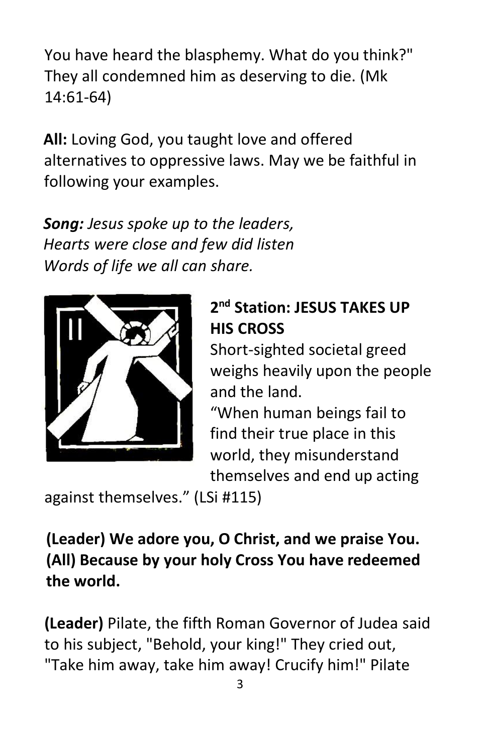You have heard the blasphemy. What do you think?" They all condemned him as deserving to die. (Mk 14:61-64)

**All:** Loving God, you taught love and offered alternatives to oppressive laws. May we be faithful in following your examples.

***Song:*** *Jesus spoke up to the leaders,*
*Hearts were close and few did listen*
*Words of life we all can share.*

## 2nd Station: JESUS TAKES UP HIS CROSS

Short-sighted societal greed weighs heavily upon the people and the land.

"When human beings fail to find their true place in this world, they misunderstand themselves and end up acting against themselves." (LSi #115)

**(Leader) We adore you, O Christ, and we praise You.**
**(All) Because by your holy Cross You have redeemed the world.**

**(Leader)** Pilate, the fifth Roman Governor of Judea said to his subject, "Behold, your king!" They cried out, "Take him away, take him away! Crucify him!" Pilate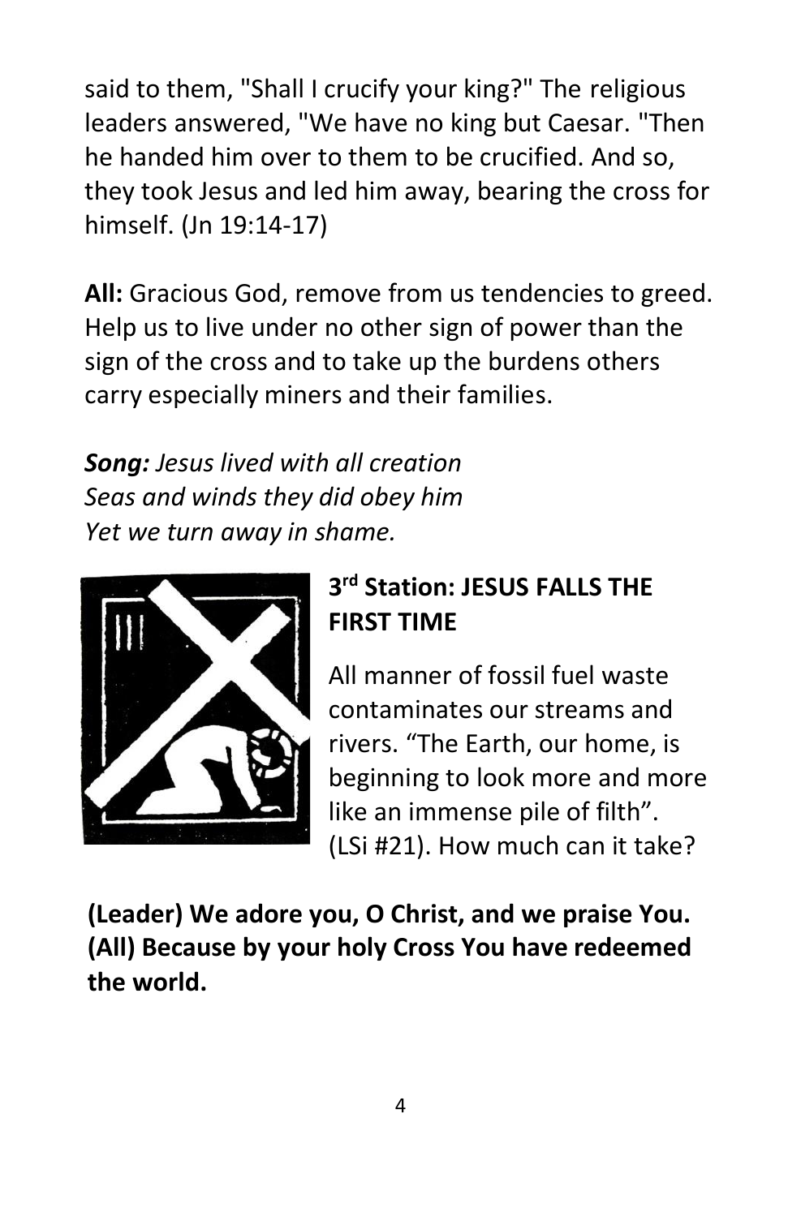said to them, "Shall I crucify your king?" The religious leaders answered, "We have no king but Caesar. "Then he handed him over to them to be crucified. And so, they took Jesus and led him away, bearing the cross for himself. (Jn 19:14-17)

**All:** Gracious God, remove from us tendencies to greed. Help us to live under no other sign of power than the sign of the cross and to take up the burdens others carry especially miners and their families.

***Song:*** *Jesus lived with all creation*
*Seas and winds they did obey him*
*Yet we turn away in shame.*

## 3rd Station: JESUS FALLS THE FIRST TIME

All manner of fossil fuel waste contaminates our streams and rivers. "The Earth, our home, is beginning to look more and more like an immense pile of filth". (LSi #21). How much can it take?

**(Leader) We adore you, O Christ, and we praise You.**
**(All) Because by your holy Cross You have redeemed the world.**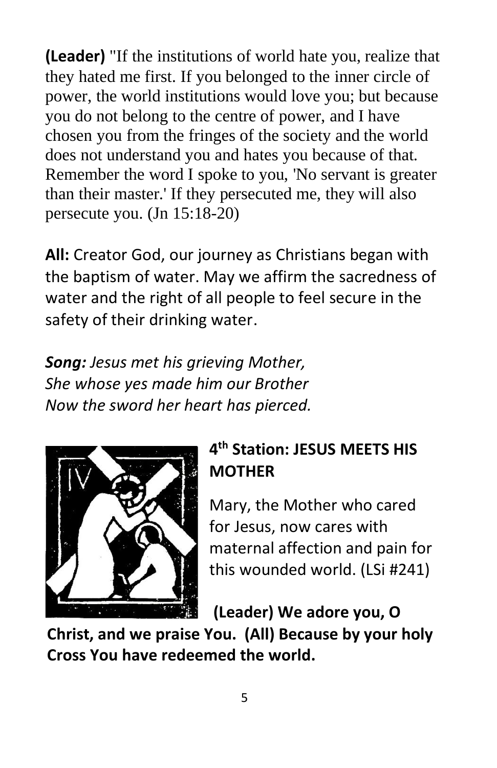**(Leader)** "If the institutions of world hate you, realize that they hated me first. If you belonged to the inner circle of power, the world institutions would love you; but because you do not belong to the centre of power, and I have chosen you from the fringes of the society and the world does not understand you and hates you because of that. Remember the word I spoke to you, 'No servant is greater than their master.' If they persecuted me, they will also persecute you. (Jn 15:18-20)

**All:** Creator God, our journey as Christians began with the baptism of water. May we affirm the sacredness of water and the right of all people to feel secure in the safety of their drinking water.

***Song:*** *Jesus met his grieving Mother,*
*She whose yes made him our Brother*
*Now the sword her heart has pierced.*

## 4th Station: JESUS MEETS HIS MOTHER

Mary, the Mother who cared for Jesus, now cares with maternal affection and pain for this wounded world. (LSi #241)

**(Leader) We adore you, O Christ, and we praise You. (All) Because by your holy Cross You have redeemed the world.**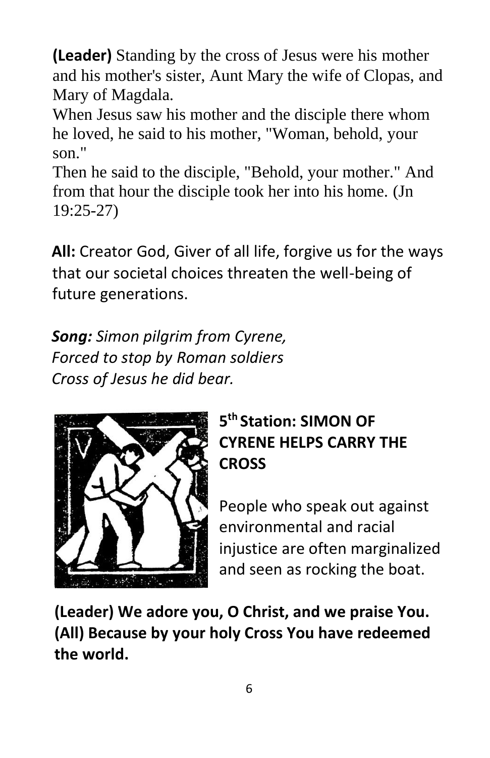**(Leader)** Standing by the cross of Jesus were his mother and his mother's sister, Aunt Mary the wife of Clopas, and Mary of Magdala.
When Jesus saw his mother and the disciple there whom he loved, he said to his mother, "Woman, behold, your son."
Then he said to the disciple, "Behold, your mother." And from that hour the disciple took her into his home. (Jn 19:25-27)

**All:** Creator God, Giver of all life, forgive us for the ways that our societal choices threaten the well-being of future generations.

***Song:*** *Simon pilgrim from Cyrene,*
*Forced to stop by Roman soldiers*
*Cross of Jesus he did bear.*

## 5th Station: SIMON OF CYRENE HELPS CARRY THE CROSS

People who speak out against environmental and racial injustice are often marginalized and seen as rocking the boat.

**(Leader) We adore you, O Christ, and we praise You.**
**(All) Because by your holy Cross You have redeemed the world.**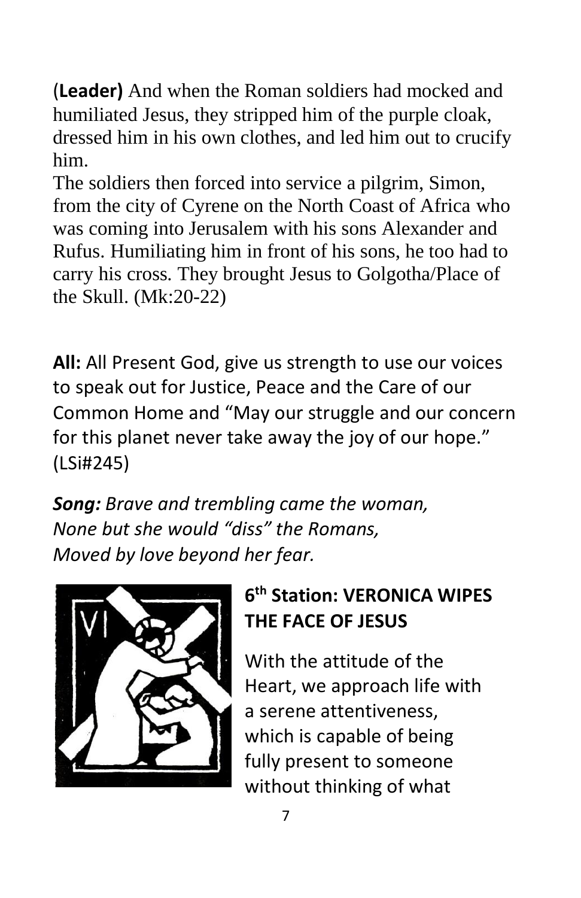(**Leader)** And when the Roman soldiers had mocked and humiliated Jesus, they stripped him of the purple cloak, dressed him in his own clothes, and led him out to crucify him.

The soldiers then forced into service a pilgrim, Simon, from the city of Cyrene on the North Coast of Africa who was coming into Jerusalem with his sons Alexander and Rufus. Humiliating him in front of his sons, he too had to carry his cross. They brought Jesus to Golgotha/Place of the Skull. (Mk:20-22)

**All:** All Present God, give us strength to use our voices to speak out for Justice, Peace and the Care of our Common Home and "May our struggle and our concern for this planet never take away the joy of our hope." (LSi#245)

***Song:*** *Brave and trembling came the woman,*
*None but she would "diss" the Romans,*
*Moved by love beyond her fear.*

## 6th Station: VERONICA WIPES THE FACE OF JESUS

With the attitude of the Heart, we approach life with a serene attentiveness, which is capable of being fully present to someone without thinking of what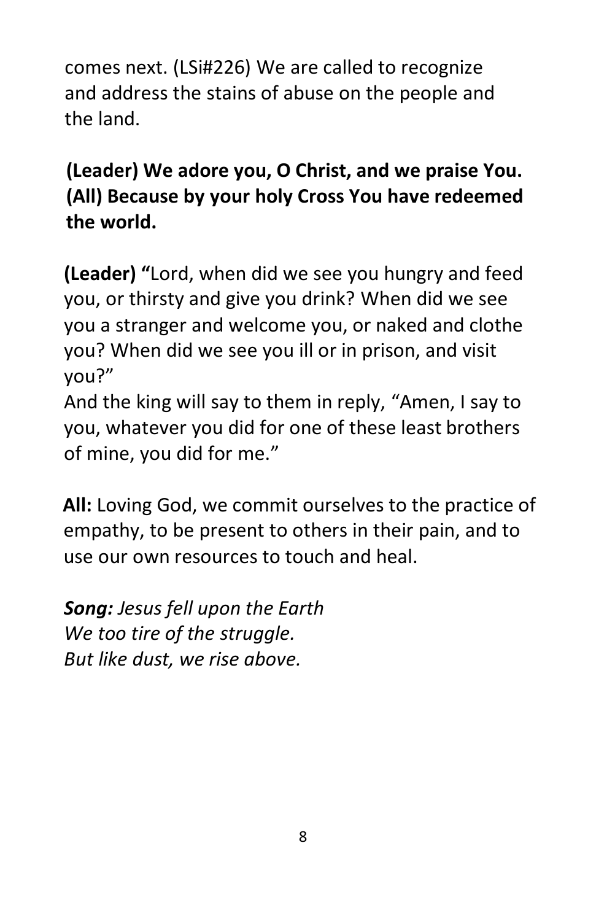comes next. (LSi#226) We are called to recognize and address the stains of abuse on the people and the land.

**(Leader) We adore you, O Christ, and we praise You.**
**(All) Because by your holy Cross You have redeemed the world.**

**(Leader) "**Lord, when did we see you hungry and feed you, or thirsty and give you drink? When did we see you a stranger and welcome you, or naked and clothe you? When did we see you ill or in prison, and visit you?"
And the king will say to them in reply, "Amen, I say to you, whatever you did for one of these least brothers of mine, you did for me."

**All:** Loving God, we commit ourselves to the practice of empathy, to be present to others in their pain, and to use our own resources to touch and heal.

***Song:*** *Jesus fell upon the Earth*
*We too tire of the struggle.*
*But like dust, we rise above.*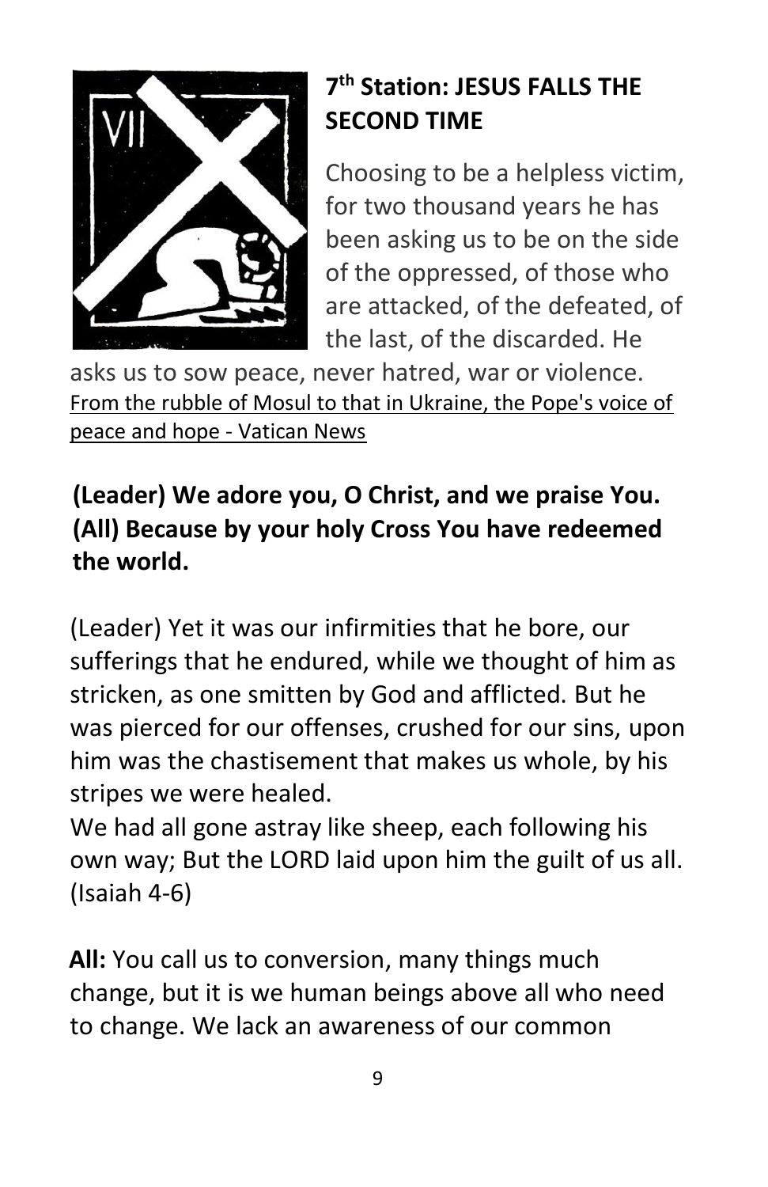## 7th Station: JESUS FALLS THE SECOND TIME

Choosing to be a helpless victim, for two thousand years he has been asking us to be on the side of the oppressed, of those who are attacked, of the defeated, of the last, of the discarded. He asks us to sow peace, never hatred, war or violence. From the rubble of Mosul to that in Ukraine, the Pope's voice of peace and hope - Vatican News

**(Leader) We adore you, O Christ, and we praise You.**
**(All) Because by your holy Cross You have redeemed the world.**

(Leader) Yet it was our infirmities that he bore, our sufferings that he endured, while we thought of him as stricken, as one smitten by God and afflicted. But he was pierced for our offenses, crushed for our sins, upon him was the chastisement that makes us whole, by his stripes we were healed.
We had all gone astray like sheep, each following his own way; But the LORD laid upon him the guilt of us all. (Isaiah 4-6)

**All:** You call us to conversion, many things much change, but it is we human beings above all who need to change. We lack an awareness of our common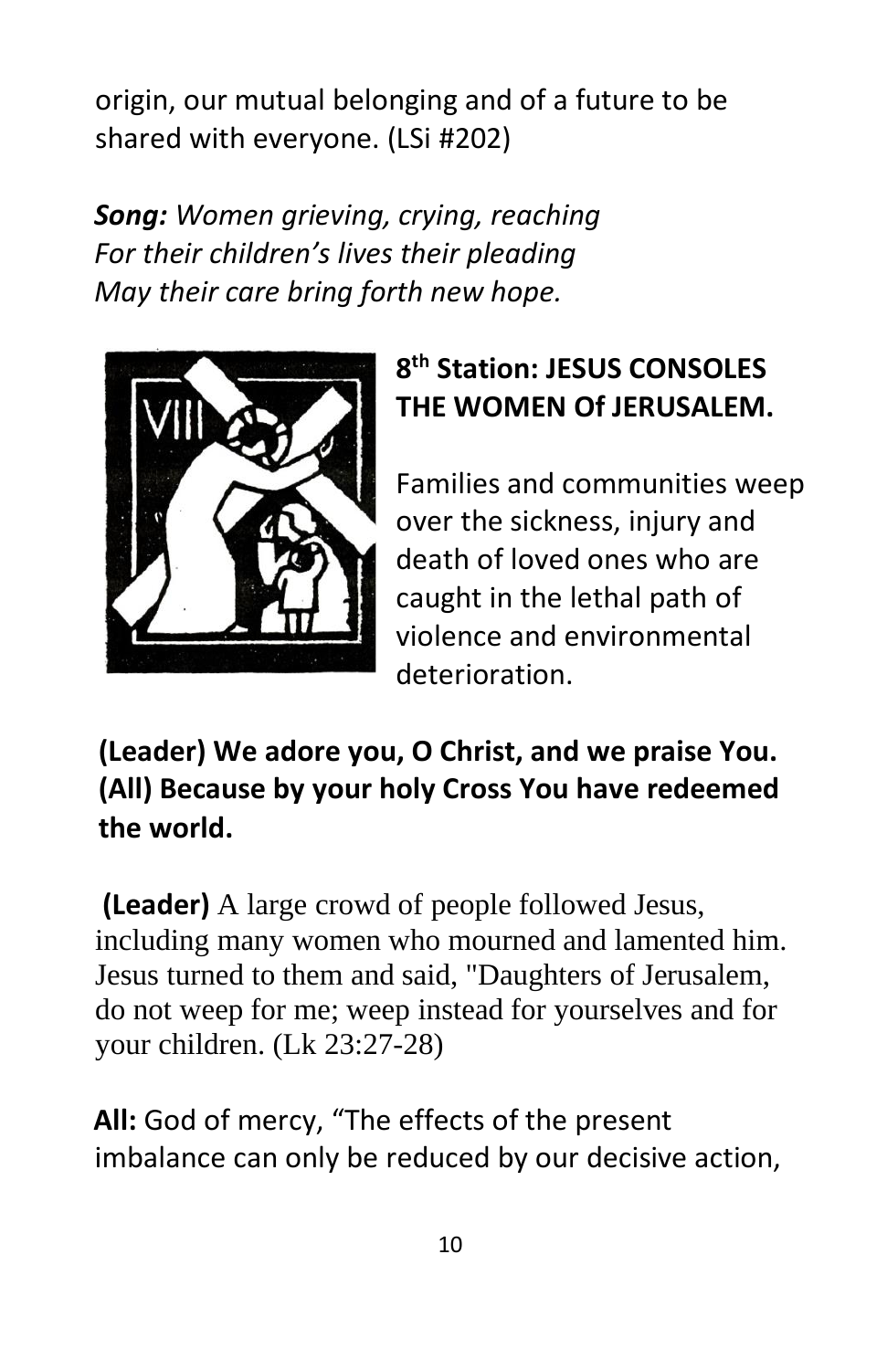origin, our mutual belonging and of a future to be shared with everyone. (LSi #202)

***Song:*** *Women grieving, crying, reaching*
*For their children's lives their pleading*
*May their care bring forth new hope.*

## 8th Station: JESUS CONSOLES THE WOMEN Of JERUSALEM.

Families and communities weep over the sickness, injury and death of loved ones who are caught in the lethal path of violence and environmental deterioration.

**(Leader) We adore you, O Christ, and we praise You.**
**(All) Because by your holy Cross You have redeemed the world.**

**(Leader)** A large crowd of people followed Jesus, including many women who mourned and lamented him. Jesus turned to them and said, "Daughters of Jerusalem, do not weep for me; weep instead for yourselves and for your children. (Lk 23:27-28)

**All:** God of mercy, "The effects of the present imbalance can only be reduced by our decisive action,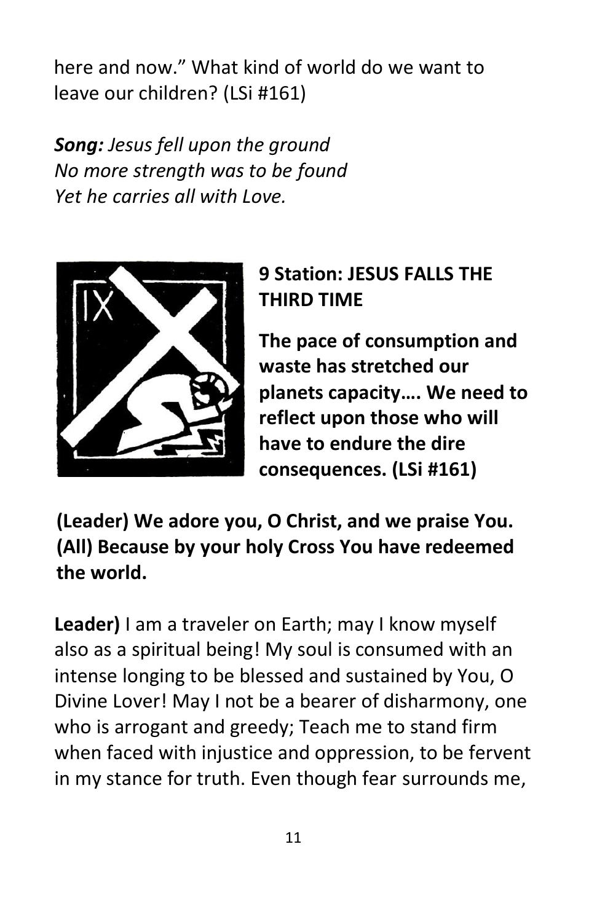here and now." What kind of world do we want to leave our children? (LSi #161)

***Song:*** *Jesus fell upon the ground*
*No more strength was to be found*
*Yet he carries all with Love.*

## 9 Station: JESUS FALLS THE THIRD TIME

**The pace of consumption and waste has stretched our planets capacity…. We need to reflect upon those who will have to endure the dire consequences. (LSi #161)**

**(Leader) We adore you, O Christ, and we praise You.**
**(All) Because by your holy Cross You have redeemed the world.**

**Leader)** I am a traveler on Earth; may I know myself also as a spiritual being! My soul is consumed with an intense longing to be blessed and sustained by You, O Divine Lover! May I not be a bearer of disharmony, one who is arrogant and greedy; Teach me to stand firm when faced with injustice and oppression, to be fervent in my stance for truth. Even though fear surrounds me,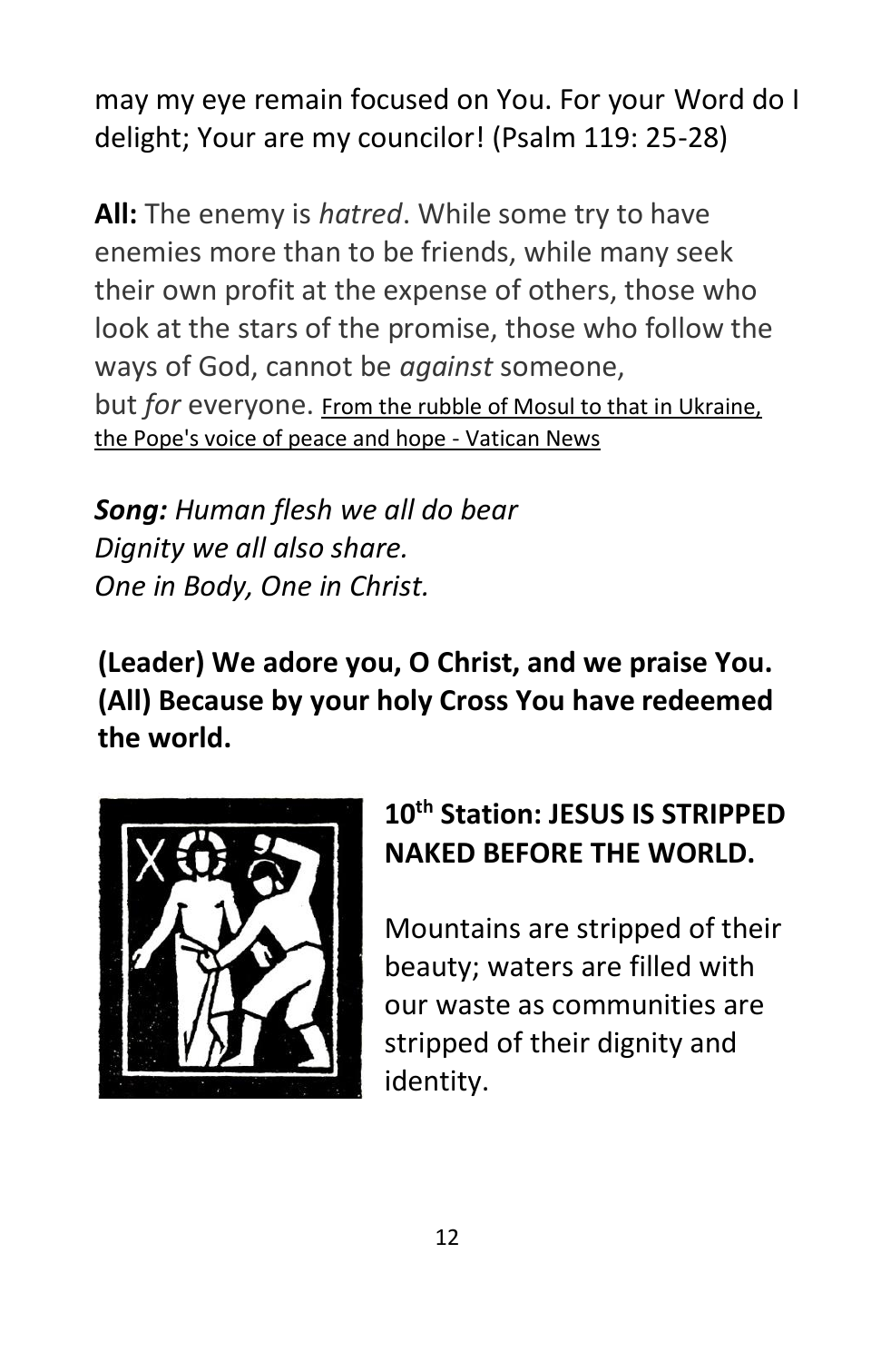may my eye remain focused on You. For your Word do I delight; Your are my councilor! (Psalm 119: 25-28)

**All:** The enemy is *hatred*. While some try to have enemies more than to be friends, while many seek their own profit at the expense of others, those who look at the stars of the promise, those who follow the ways of God, cannot be *against* someone, but *for* everyone. From the rubble of Mosul to that in Ukraine, the Pope's voice of peace and hope - Vatican News

***Song:*** *Human flesh we all do bear*
*Dignity we all also share.*
*One in Body, One in Christ.*

**(Leader) We adore you, O Christ, and we praise You.**
**(All) Because by your holy Cross You have redeemed the world.**

## 10th Station: JESUS IS STRIPPED NAKED BEFORE THE WORLD.

Mountains are stripped of their beauty; waters are filled with our waste as communities are stripped of their dignity and identity.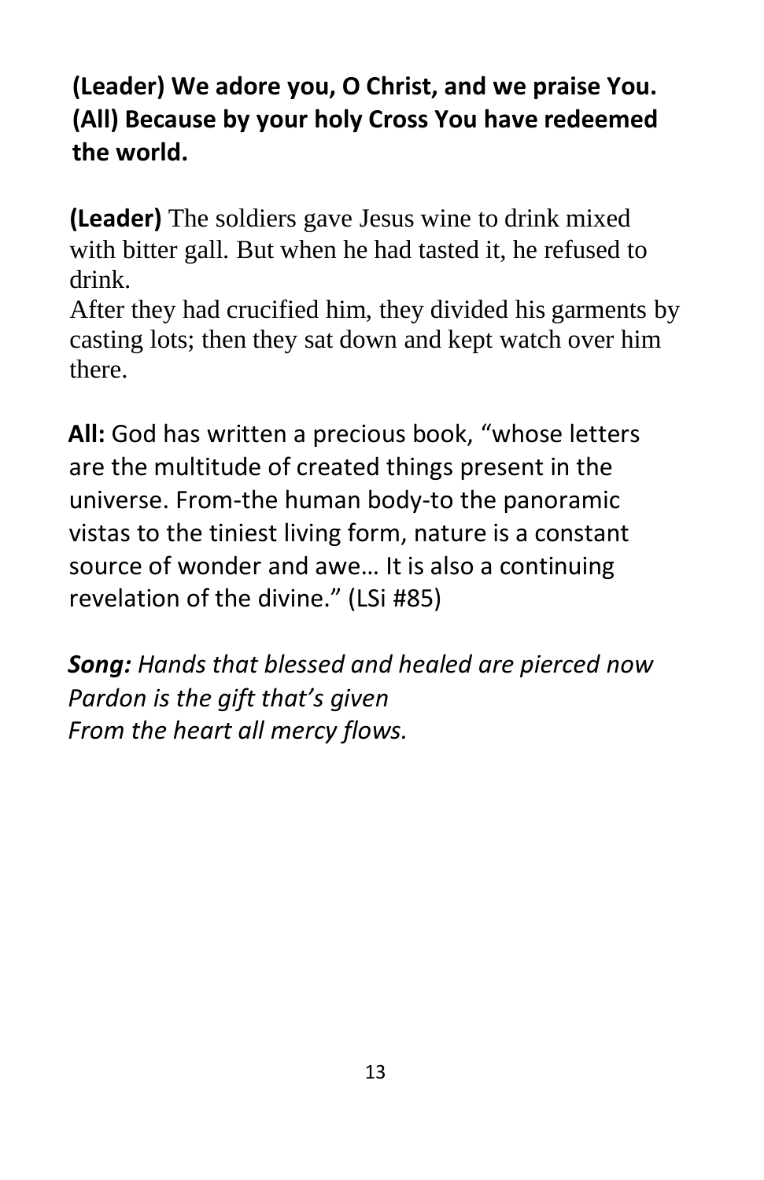**(Leader) We adore you, O Christ, and we praise You.**
**(All) Because by your holy Cross You have redeemed the world.**

**(Leader)** The soldiers gave Jesus wine to drink mixed with bitter gall. But when he had tasted it, he refused to drink.
After they had crucified him, they divided his garments by casting lots; then they sat down and kept watch over him there.

**All:** God has written a precious book, "whose letters are the multitude of created things present in the universe. From-the human body-to the panoramic vistas to the tiniest living form, nature is a constant source of wonder and awe… It is also a continuing revelation of the divine." (LSi #85)

***Song:*** *Hands that blessed and healed are pierced now*
*Pardon is the gift that's given*
*From the heart all mercy flows.*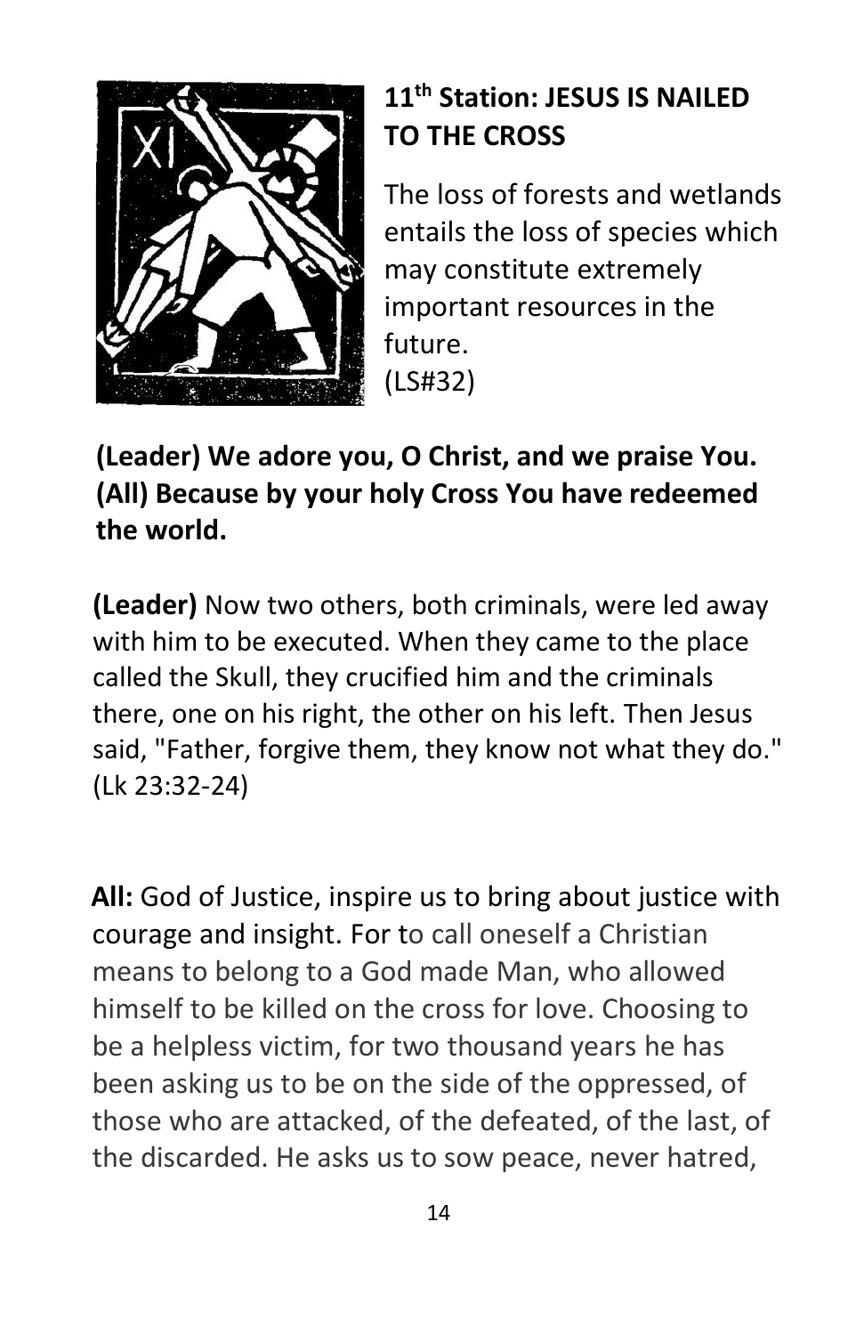## 11th Station: JESUS IS NAILED TO THE CROSS

The loss of forests and wetlands entails the loss of species which may constitute extremely important resources in the future.
(LS#32)

**(Leader) We adore you, O Christ, and we praise You.**
**(All) Because by your holy Cross You have redeemed the world.**

**(Leader)** Now two others, both criminals, were led away with him to be executed. When they came to the place called the Skull, they crucified him and the criminals there, one on his right, the other on his left. Then Jesus said, "Father, forgive them, they know not what they do." (Lk 23:32-24)

**All:** God of Justice, inspire us to bring about justice with courage and insight. For to call oneself a Christian means to belong to a God made Man, who allowed himself to be killed on the cross for love. Choosing to be a helpless victim, for two thousand years he has been asking us to be on the side of the oppressed, of those who are attacked, of the defeated, of the last, of the discarded. He asks us to sow peace, never hatred,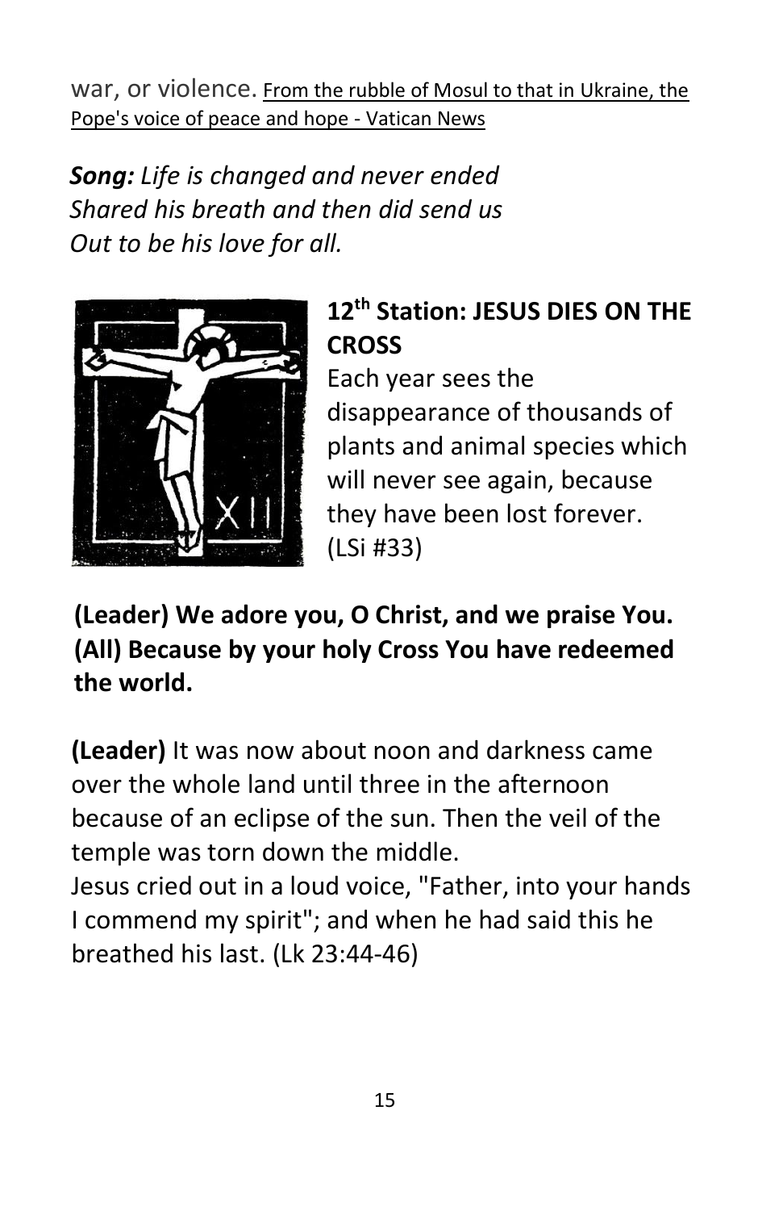war, or violence. From the rubble of Mosul to that in Ukraine, the Pope's voice of peace and hope - Vatican News

***Song:*** *Life is changed and never ended*
*Shared his breath and then did send us*
*Out to be his love for all.*

## 12th Station: JESUS DIES ON THE CROSS

Each year sees the disappearance of thousands of plants and animal species which will never see again, because they have been lost forever. (LSi #33)

**(Leader) We adore you, O Christ, and we praise You.**
**(All) Because by your holy Cross You have redeemed the world.**

**(Leader)** It was now about noon and darkness came over the whole land until three in the afternoon because of an eclipse of the sun. Then the veil of the temple was torn down the middle.
Jesus cried out in a loud voice, "Father, into your hands I commend my spirit"; and when he had said this he breathed his last. (Lk 23:44-46)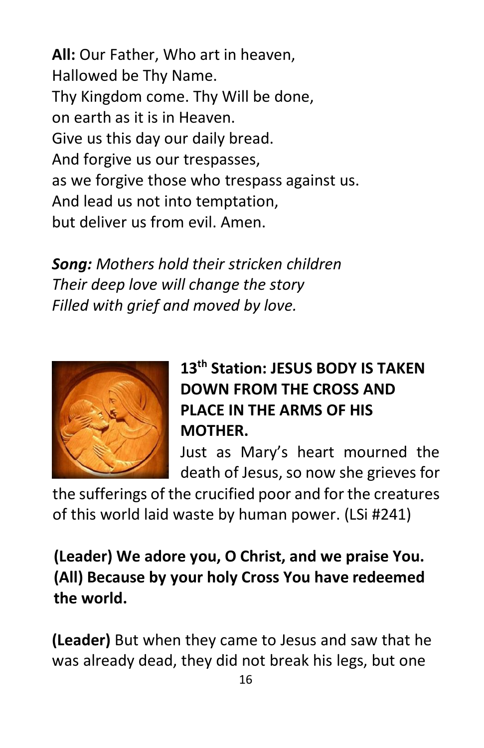**All:** Our Father, Who art in heaven,
Hallowed be Thy Name.
Thy Kingdom come. Thy Will be done,
on earth as it is in Heaven.
Give us this day our daily bread.
And forgive us our trespasses,
as we forgive those who trespass against us.
And lead us not into temptation,
but deliver us from evil. Amen.

***Song:*** *Mothers hold their stricken children*
*Their deep love will change the story*
*Filled with grief and moved by love.*

**13th Station: JESUS BODY IS TAKEN DOWN FROM THE CROSS AND PLACE IN THE ARMS OF HIS MOTHER.**

Just as Mary's heart mourned the death of Jesus, so now she grieves for the sufferings of the crucified poor and for the creatures of this world laid waste by human power. (LSi #241)

**(Leader) We adore you, O Christ, and we praise You.**
**(All) Because by your holy Cross You have redeemed the world.**

**(Leader)** But when they came to Jesus and saw that he was already dead, they did not break his legs, but one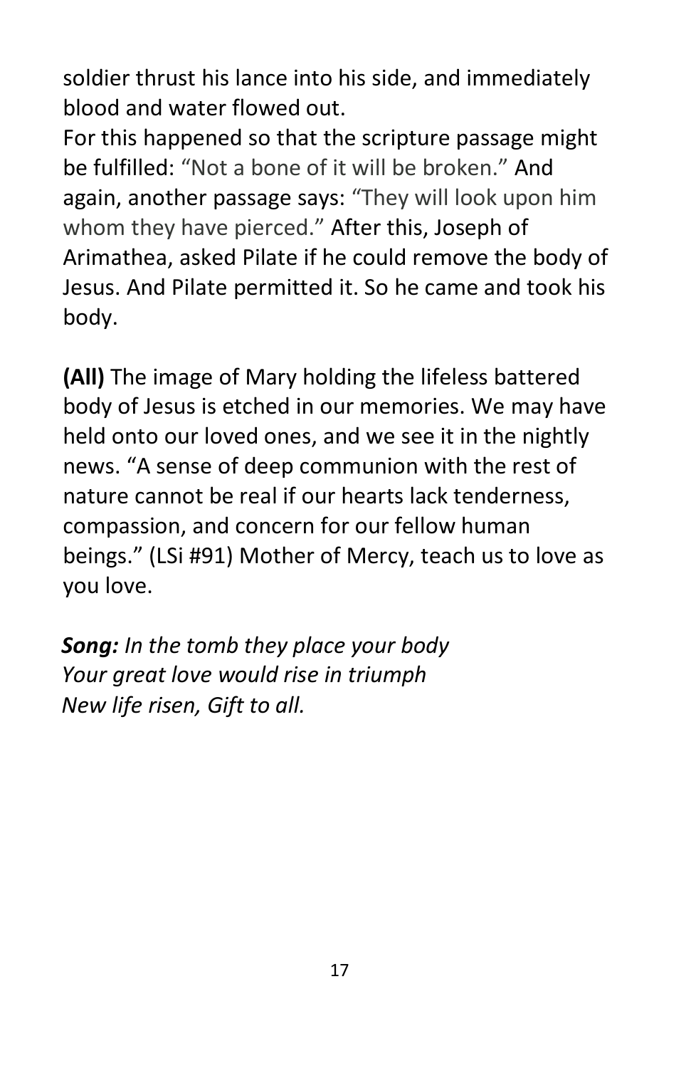soldier thrust his lance into his side, and immediately blood and water flowed out.
For this happened so that the scripture passage might be fulfilled: "Not a bone of it will be broken." And again, another passage says: "They will look upon him whom they have pierced." After this, Joseph of Arimathea, asked Pilate if he could remove the body of Jesus. And Pilate permitted it. So he came and took his body.

**(All)** The image of Mary holding the lifeless battered body of Jesus is etched in our memories. We may have held onto our loved ones, and we see it in the nightly news. "A sense of deep communion with the rest of nature cannot be real if our hearts lack tenderness, compassion, and concern for our fellow human beings." (LSi #91) Mother of Mercy, teach us to love as you love.

***Song:*** *In the tomb they place your body*
*Your great love would rise in triumph*
*New life risen, Gift to all.*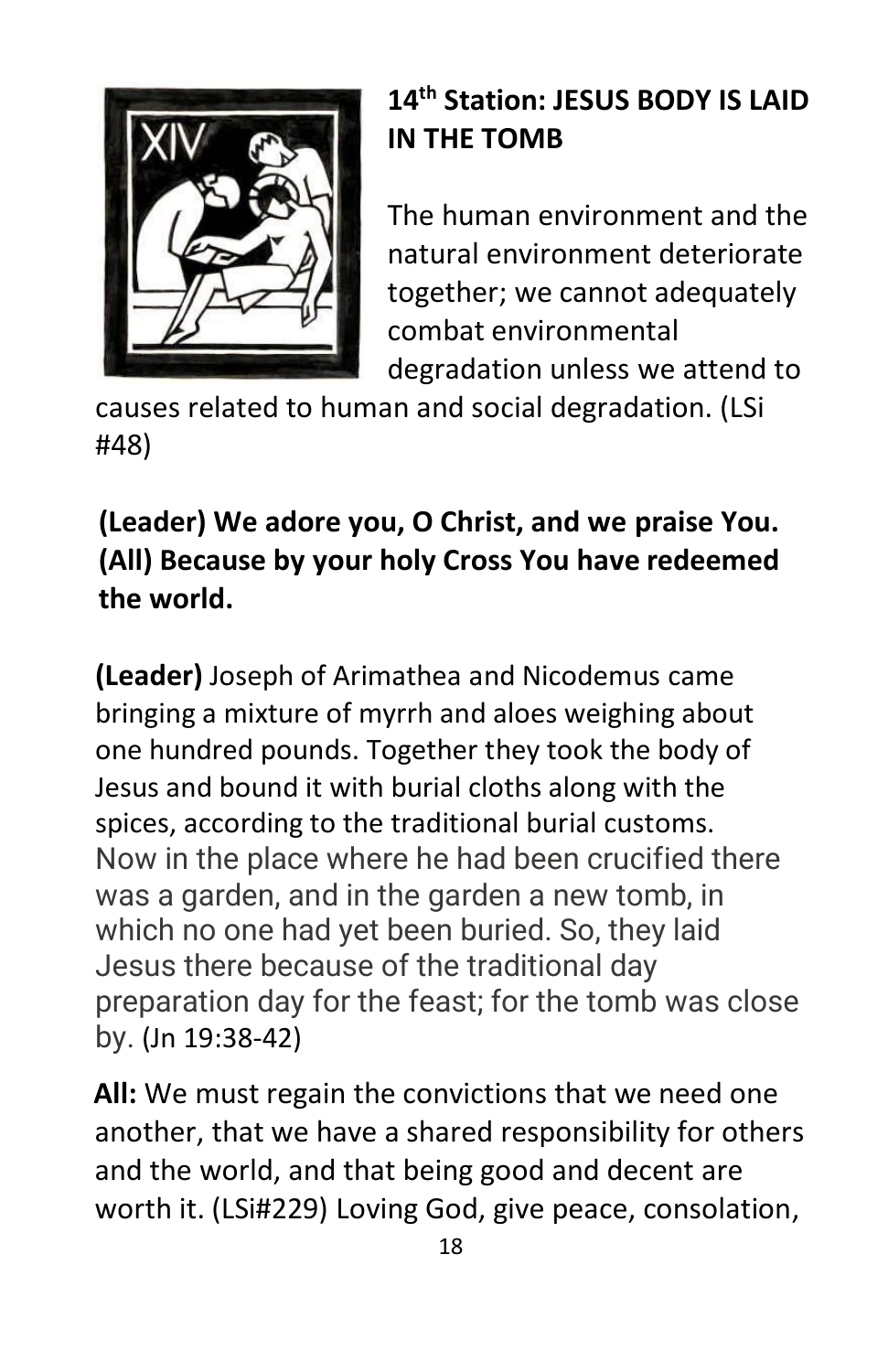## 14th Station: JESUS BODY IS LAID IN THE TOMB

The human environment and the natural environment deteriorate together; we cannot adequately combat environmental degradation unless we attend to causes related to human and social degradation. (LSi #48)

**(Leader) We adore you, O Christ, and we praise You.**
**(All) Because by your holy Cross You have redeemed the world.**

**(Leader)** Joseph of Arimathea and Nicodemus came bringing a mixture of myrrh and aloes weighing about one hundred pounds. Together they took the body of Jesus and bound it with burial cloths along with the spices, according to the traditional burial customs. Now in the place where he had been crucified there was a garden, and in the garden a new tomb, in which no one had yet been buried. So, they laid Jesus there because of the traditional day preparation day for the feast; for the tomb was close by. (Jn 19:38-42)

**All:** We must regain the convictions that we need one another, that we have a shared responsibility for others and the world, and that being good and decent are worth it. (LSi#229) Loving God, give peace, consolation,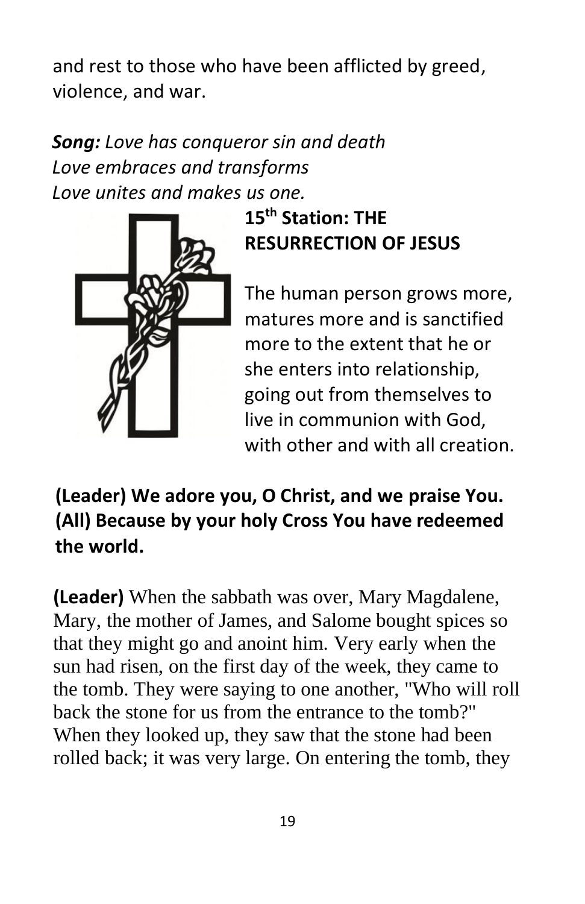and rest to those who have been afflicted by greed, violence, and war.

***Song:*** *Love has conqueror sin and death*
*Love embraces and transforms*
*Love unites and makes us one.*

## 15th Station: THE RESURRECTION OF JESUS

The human person grows more, matures more and is sanctified more to the extent that he or she enters into relationship, going out from themselves to live in communion with God, with other and with all creation.

**(Leader) We adore you, O Christ, and we praise You.**
**(All) Because by your holy Cross You have redeemed the world.**

**(Leader)** When the sabbath was over, Mary Magdalene, Mary, the mother of James, and Salome bought spices so that they might go and anoint him. Very early when the sun had risen, on the first day of the week, they came to the tomb. They were saying to one another, "Who will roll back the stone for us from the entrance to the tomb?" When they looked up, they saw that the stone had been rolled back; it was very large. On entering the tomb, they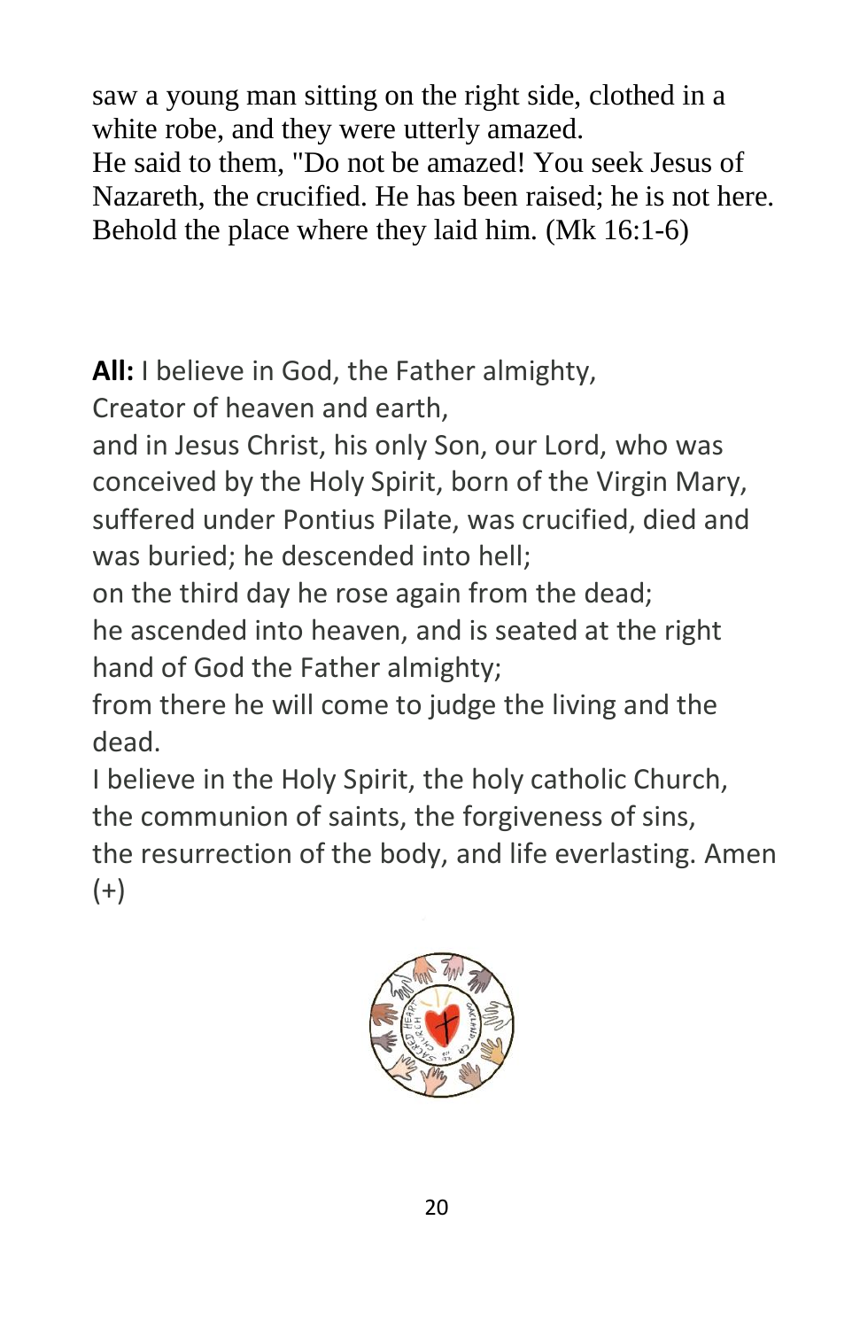saw a young man sitting on the right side, clothed in a white robe, and they were utterly amazed.
He said to them, "Do not be amazed! You seek Jesus of Nazareth, the crucified. He has been raised; he is not here. Behold the place where they laid him. (Mk 16:1-6)

**All:** I believe in God, the Father almighty,
Creator of heaven and earth,
and in Jesus Christ, his only Son, our Lord, who was conceived by the Holy Spirit, born of the Virgin Mary, suffered under Pontius Pilate, was crucified, died and was buried; he descended into hell;
on the third day he rose again from the dead;
he ascended into heaven, and is seated at the right hand of God the Father almighty;
from there he will come to judge the living and the dead.
I believe in the Holy Spirit, the holy catholic Church,
the communion of saints, the forgiveness of sins,
the resurrection of the body, and life everlasting. Amen (+)